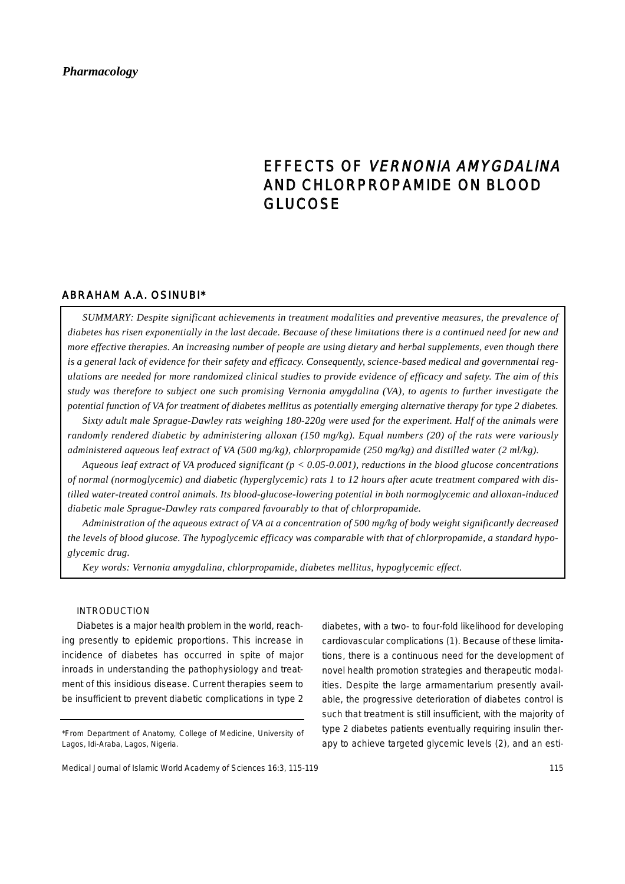*Pharmacology*

# EFFECTS OF *VERNONIA AMYGDALINA* AND CHLORPROPAMIDE ON BLOOD GLUCOSE

ABRAHAM A.A. OSINUBI*

*SUMMARY: Despite significant achievements in treatment modalities and preventive measures, the prevalence of diabetes has risen exponentially in the last decade. Because of these limitations there is a continued need for new and more effective therapies. An increasing number of people are using dietary and herbal supplements, even though there is a general lack of evidence for their safety and efficacy. Consequently, science-based medical and governmental regulations are needed for more randomized clinical studies to provide evidence of efficacy and safety. The aim of this study was therefore to subject one such promising Vernonia amygdalina (VA), to agents to further investigate the potential function of VA for treatment of diabetes mellitus as potentially emerging alternative therapy for type 2 diabetes.*

*Sixty adult male Sprague-Dawley rats weighing 180-220g were used for the experiment. Half of the animals were randomly rendered diabetic by administering alloxan (150 mg/kg). Equal numbers (20) of the rats were variously administered aqueous leaf extract of VA (500 mg/kg), chlorpropamide (250 mg/kg) and distilled water (2 ml/kg).*

*Aqueous leaf extract of VA produced significant ($p < 0.05$-$0.001$), reductions in the blood glucose concentrations of normal (normoglycemic) and diabetic (hyperglycemic) rats 1 to 12 hours after acute treatment compared with distilled water-treated control animals. Its blood-glucose-lowering potential in both normoglycemic and alloxan-induced diabetic male Sprague-Dawley rats compared favourably to that of chlorpropamide.*

*Administration of the aqueous extract of VA at a concentration of 500 mg/kg of body weight significantly decreased the levels of blood glucose. The hypoglycemic efficacy was comparable with that of chlorpropamide, a standard hypoglycemic drug.*

*Key words: Vernonia amygdalina, chlorpropamide, diabetes mellitus, hypoglycemic effect.*

## INTRODUCTION

Diabetes is a major health problem in the world, reaching presently to epidemic proportions. This increase in incidence of diabetes has occurred in spite of major inroads in understanding the pathophysiology and treatment of this insidious disease. Current therapies seem to be insufficient to prevent diabetic complications in type 2 diabetes, with a two- to four-fold likelihood for developing cardiovascular complications (1). Because of these limitations, there is a continuous need for the development of novel health promotion strategies and therapeutic modalities. Despite the large armamentarium presently available, the progressive deterioration of diabetes control is such that treatment is still insufficient, with the majority of type 2 diabetes patients eventually requiring insulin therapy to achieve targeted glycemic levels (2), and an esti-

*From Department of Anatomy, College of Medicine, University of Lagos, Idi-Araba, Lagos, Nigeria.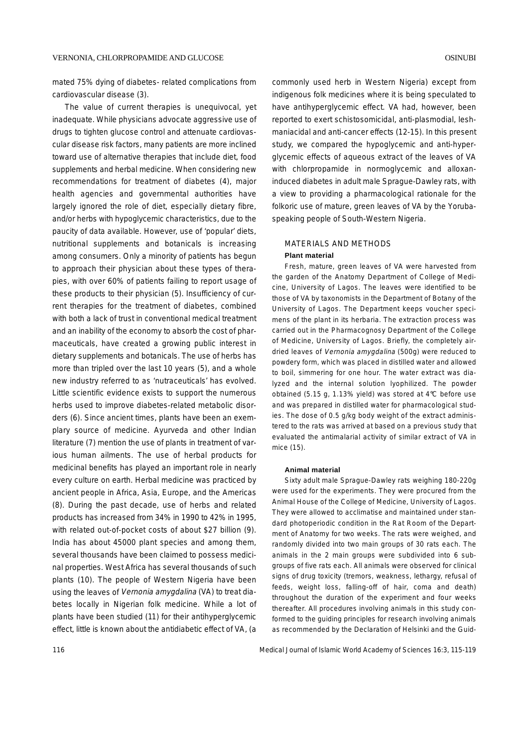mated 75% dying of diabetes- related complications from cardiovascular disease (3).

The value of current therapies is unequivocal, yet inadequate. While physicians advocate aggressive use of drugs to tighten glucose control and attenuate cardiovascular disease risk factors, many patients are more inclined toward use of alternative therapies that include diet, food supplements and herbal medicine. When considering new recommendations for treatment of diabetes (4), major health agencies and governmental authorities have largely ignored the role of diet, especially dietary fibre, and/or herbs with hypoglycemic characteristics, due to the paucity of data available. However, use of 'popular' diets, nutritional supplements and botanicals is increasing among consumers. Only a minority of patients has begun to approach their physician about these types of therapies, with over 60% of patients failing to report usage of these products to their physician (5). Insufficiency of current therapies for the treatment of diabetes, combined with both a lack of trust in conventional medical treatment and an inability of the economy to absorb the cost of pharmaceuticals, have created a growing public interest in dietary supplements and botanicals. The use of herbs has more than tripled over the last 10 years (5), and a whole new industry referred to as 'nutraceuticals' has evolved. Little scientific evidence exists to support the numerous herbs used to improve diabetes-related metabolic disorders (6). Since ancient times, plants have been an exemplary source of medicine. Ayurveda and other Indian literature (7) mention the use of plants in treatment of various human ailments. The use of herbal products for medicinal benefits has played an important role in nearly every culture on earth. Herbal medicine was practiced by ancient people in Africa, Asia, Europe, and the Americas (8). During the past decade, use of herbs and related products has increased from 34% in 1990 to 42% in 1995, with related out-of-pocket costs of about $27 billion (9). India has about 45000 plant species and among them, several thousands have been claimed to possess medicinal properties. West Africa has several thousands of such plants (10). The people of Western Nigeria have been using the leaves of *Vernonia amygdalina* (VA) to treat diabetes locally in Nigerian folk medicine. While a lot of plants have been studied (11) for their antihyperglycemic effect, little is known about the antidiabetic effect of VA, (a commonly used herb in Western Nigeria) except from indigenous folk medicines where it is being speculated to have antihyperglycemic effect. VA had, however, been reported to exert schistosomicidal, anti-plasmodial, leshmaniacidal and anti-cancer effects (12-15). In this present study, we compared the hypoglycemic and anti-hyperglycemic effects of aqueous extract of the leaves of VA with chlorpropamide in normoglycemic and alloxan-induced diabetes in adult male Sprague-Dawley rats, with a view to providing a pharmacological rationale for the folkoric use of mature, green leaves of VA by the Yoruba-speaking people of South-Western Nigeria.

## MATERIALS AND METHODS

### Plant material

Fresh, mature, green leaves of VA were harvested from the garden of the Anatomy Department of College of Medicine, University of Lagos. The leaves were identified to be those of VA by taxonomists in the Department of Botany of the University of Lagos. The Department keeps voucher specimens of the plant in its herbaria. The extraction process was carried out in the Pharmacognosy Department of the College of Medicine, University of Lagos. Briefly, the completely air-dried leaves of *Vernonia amygdalina* (500g) were reduced to powdery form, which was placed in distilled water and allowed to boil, simmering for one hour. The water extract was dialyzed and the internal solution lyophilized. The powder obtained (5.15 g, 1.13% yield) was stored at 4°C before use and was prepared in distilled water for pharmacological studies. The dose of 0.5 g/kg body weight of the extract administered to the rats was arrived at based on a previous study that evaluated the antimalarial activity of similar extract of VA in mice (15).

### Animal material

Sixty adult male Sprague-Dawley rats weighing 180-220g were used for the experiments. They were procured from the Animal House of the College of Medicine, University of Lagos. They were allowed to acclimatise and maintained under standard photoperiodic condition in the Rat Room of the Department of Anatomy for two weeks. The rats were weighed, and randomly divided into two main groups of 30 rats each. The animals in the 2 main groups were subdivided into 6 subgroups of five rats each. All animals were observed for clinical signs of drug toxicity (tremors, weakness, lethargy, refusal of feeds, weight loss, falling-off of hair, coma and death) throughout the duration of the experiment and four weeks thereafter. All procedures involving animals in this study conformed to the guiding principles for research involving animals as recommended by the Declaration of Helsinki and the Guid-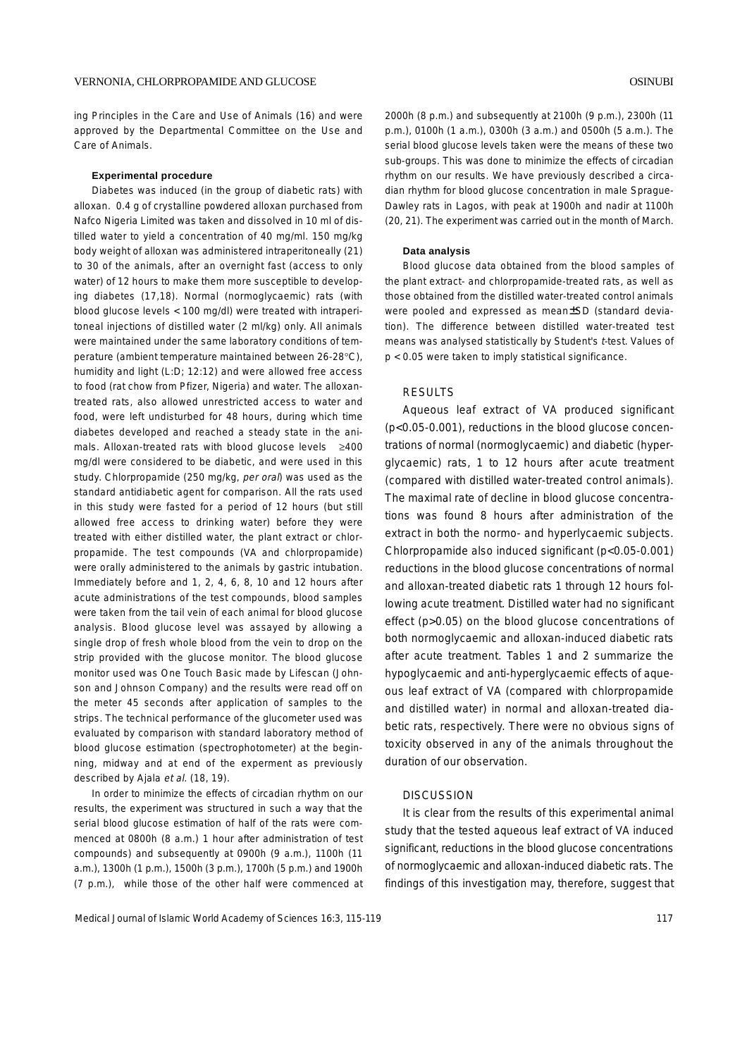ing Principles in the Care and Use of Animals (16) and were approved by the Departmental Committee on the Use and Care of Animals.

### Experimental procedure

Diabetes was induced (in the group of diabetic rats) with alloxan. 0.4 g of crystalline powdered alloxan purchased from Nafco Nigeria Limited was taken and dissolved in 10 ml of distilled water to yield a concentration of 40 mg/ml. 150 mg/kg body weight of alloxan was administered intraperitoneally (21) to 30 of the animals, after an overnight fast (access to only water) of 12 hours to make them more susceptible to developing diabetes (17,18). Normal (normoglycaemic) rats (with blood glucose levels < 100 mg/dl) were treated with intraperitoneal injections of distilled water (2 ml/kg) only. All animals were maintained under the same laboratory conditions of temperature (ambient temperature maintained between 26-28°C), humidity and light (L:D; 12:12) and were allowed free access to food (rat chow from Pfizer, Nigeria) and water. The alloxan-treated rats, also allowed unrestricted access to water and food, were left undisturbed for 48 hours, during which time diabetes developed and reached a steady state in the animals. Alloxan-treated rats with blood glucose levels ≥400 mg/dl were considered to be diabetic, and were used in this study. Chlorpropamide (250 mg/kg, *per oral*) was used as the standard antidiabetic agent for comparison. All the rats used in this study were fasted for a period of 12 hours (but still allowed free access to drinking water) before they were treated with either distilled water, the plant extract or chlorpropamide. The test compounds (VA and chlorpropamide) were orally administered to the animals by gastric intubation. Immediately before and 1, 2, 4, 6, 8, 10 and 12 hours after acute administrations of the test compounds, blood samples were taken from the tail vein of each animal for blood glucose analysis. Blood glucose level was assayed by allowing a single drop of fresh whole blood from the vein to drop on the strip provided with the glucose monitor. The blood glucose monitor used was One Touch Basic made by Lifescan (Johnson and Johnson Company) and the results were read off on the meter 45 seconds after application of samples to the strips. The technical performance of the glucometer used was evaluated by comparison with standard laboratory method of blood glucose estimation (spectrophotometer) at the beginning, midway and at end of the experment as previously described by Ajala *et al.* (18, 19).

In order to minimize the effects of circadian rhythm on our results, the experiment was structured in such a way that the serial blood glucose estimation of half of the rats were commenced at 0800h (8 a.m.) 1 hour after administration of test compounds) and subsequently at 0900h (9 a.m.), 1100h (11 a.m.), 1300h (1 p.m.), 1500h (3 p.m.), 1700h (5 p.m.) and 1900h (7 p.m.), while those of the other half were commenced at 2000h (8 p.m.) and subsequently at 2100h (9 p.m.), 2300h (11 p.m.), 0100h (1 a.m.), 0300h (3 a.m.) and 0500h (5 a.m.). The serial blood glucose levels taken were the means of these two sub-groups. This was done to minimize the effects of circadian rhythm on our results. We have previously described a circadian rhythm for blood glucose concentration in male Sprague-Dawley rats in Lagos, with peak at 1900h and nadir at 1100h (20, 21). The experiment was carried out in the month of March.

### Data analysis

Blood glucose data obtained from the blood samples of the plant extract- and chlorpropamide-treated rats, as well as those obtained from the distilled water-treated control animals were pooled and expressed as mean±SD (standard deviation). The difference between distilled water-treated test means was analysed statistically by Student's *t*-test. Values of $p < 0.05$ were taken to imply statistical significance.

## RESULTS

Aqueous leaf extract of VA produced significant ($p<0.05$-$0.001$), reductions in the blood glucose concentrations of normal (normoglycaemic) and diabetic (hyperglycaemic) rats, 1 to 12 hours after acute treatment (compared with distilled water-treated control animals). The maximal rate of decline in blood glucose concentrations was found 8 hours after administration of the extract in both the normo- and hyperlycaemic subjects. Chlorpropamide also induced significant ($p<0.05$-$0.001$) reductions in the blood glucose concentrations of normal and alloxan-treated diabetic rats 1 through 12 hours following acute treatment. Distilled water had no significant effect ($p>0.05$) on the blood glucose concentrations of both normoglycaemic and alloxan-induced diabetic rats after acute treatment. Tables 1 and 2 summarize the hypoglycaemic and anti-hyperglycaemic effects of aqueous leaf extract of VA (compared with chlorpropamide and distilled water) in normal and alloxan-treated diabetic rats, respectively. There were no obvious signs of toxicity observed in any of the animals throughout the duration of our observation.

## DISCUSSION

It is clear from the results of this experimental animal study that the tested aqueous leaf extract of VA induced significant, reductions in the blood glucose concentrations of normoglycaemic and alloxan-induced diabetic rats. The findings of this investigation may, therefore, suggest that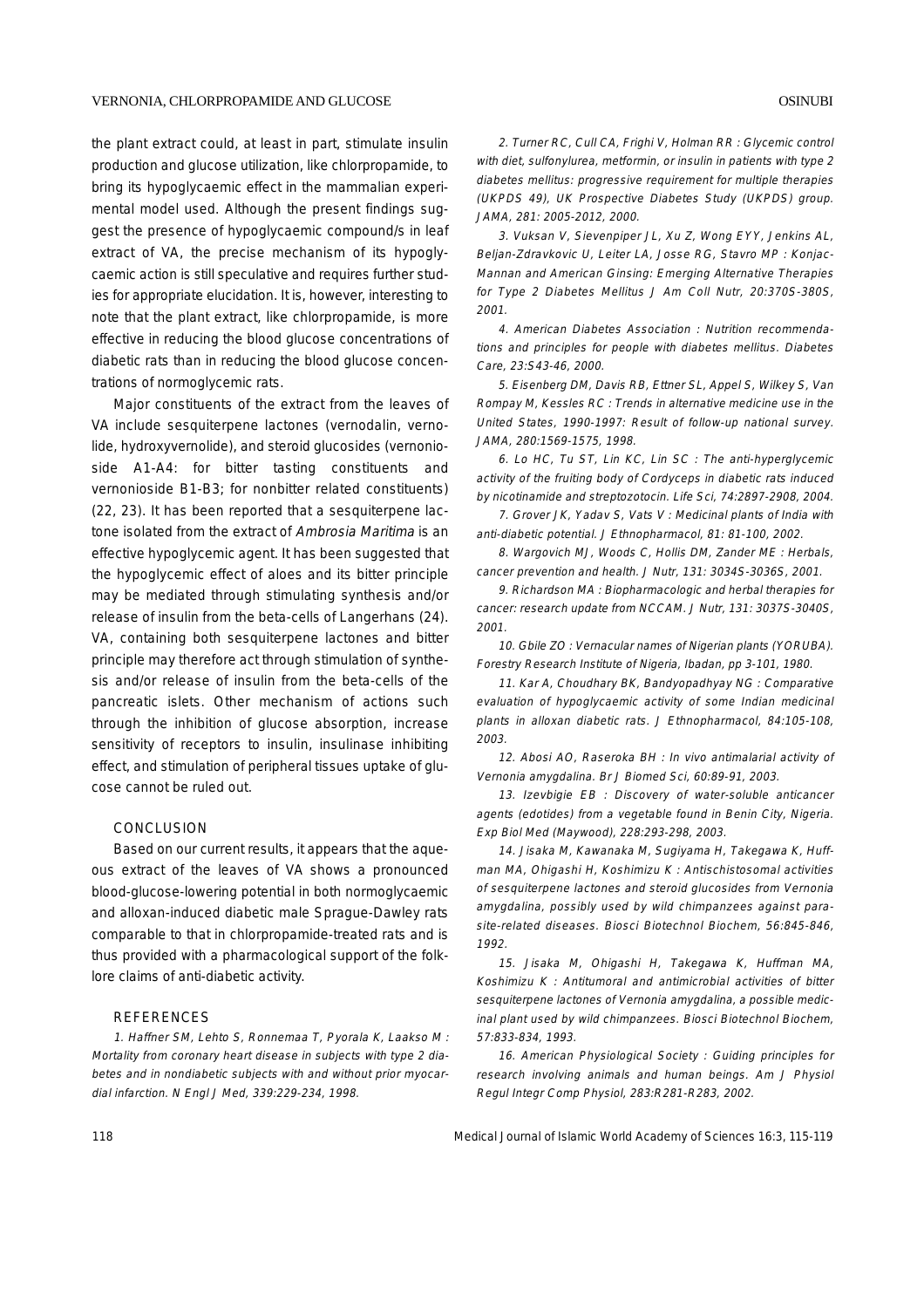the plant extract could, at least in part, stimulate insulin production and glucose utilization, like chlorpropamide, to bring its hypoglycaemic effect in the mammalian experimental model used. Although the present findings suggest the presence of hypoglycaemic compound/s in leaf extract of VA, the precise mechanism of its hypoglycaemic action is still speculative and requires further studies for appropriate elucidation. It is, however, interesting to note that the plant extract, like chlorpropamide, is more effective in reducing the blood glucose concentrations of diabetic rats than in reducing the blood glucose concentrations of normoglycemic rats.

Major constituents of the extract from the leaves of VA include sesquiterpene lactones (vernodalin, vernolide, hydroxyvernolide), and steroid glucosides (vernonioside A1-A4: for bitter tasting constituents and vernonioside B1-B3; for nonbitter related constituents) (22, 23). It has been reported that a sesquiterpene lactone isolated from the extract of *Ambrosia Maritima* is an effective hypoglycemic agent. It has been suggested that the hypoglycemic effect of aloes and its bitter principle may be mediated through stimulating synthesis and/or release of insulin from the beta-cells of Langerhans (24). VA, containing both sesquiterpene lactones and bitter principle may therefore act through stimulation of synthesis and/or release of insulin from the beta-cells of the pancreatic islets. Other mechanism of actions such through the inhibition of glucose absorption, increase sensitivity of receptors to insulin, insulinase inhibiting effect, and stimulation of peripheral tissues uptake of glucose cannot be ruled out.

## CONCLUSION

Based on our current results, it appears that the aqueous extract of the leaves of VA shows a pronounced blood-glucose-lowering potential in both normoglycaemic and alloxan-induced diabetic male Sprague-Dawley rats comparable to that in chlorpropamide-treated rats and is thus provided with a pharmacological support of the folklore claims of anti-diabetic activity.

## REFERENCES

1. Haffner SM, Lehto S, Ronnemaa T, Pyorala K, Laakso M : Mortality from coronary heart disease in subjects with type 2 diabetes and in nondiabetic subjects with and without prior myocardial infarction. N Engl J Med, 339:229-234, 1998.

2. Turner RC, Cull CA, Frighi V, Holman RR : Glycemic control with diet, sulfonylurea, metformin, or insulin in patients with type 2 diabetes mellitus: progressive requirement for multiple therapies (UKPDS 49), UK Prospective Diabetes Study (UKPDS) group. JAMA, 281: 2005-2012, 2000.

3. Vuksan V, Sievenpiper JL, Xu Z, Wong EYY, Jenkins AL, Beljan-Zdravkovic U, Leiter LA, Josse RG, Stavro MP : Konjac-Mannan and American Ginsing: Emerging Alternative Therapies for Type 2 Diabetes Mellitus J Am Coll Nutr, 20:370S-380S, 2001.

4. American Diabetes Association : Nutrition recommendations and principles for people with diabetes mellitus. Diabetes Care, 23:S43-46, 2000.

5. Eisenberg DM, Davis RB, Ettner SL, Appel S, Wilkey S, Van Rompay M, Kessles RC : Trends in alternative medicine use in the United States, 1990-1997: Result of follow-up national survey. JAMA, 280:1569-1575, 1998.

6. Lo HC, Tu ST, Lin KC, Lin SC : The anti-hyperglycemic activity of the fruiting body of Cordyceps in diabetic rats induced by nicotinamide and streptozotocin. Life Sci, 74:2897-2908, 2004.

7. Grover JK, Yadav S, Vats V : Medicinal plants of India with anti-diabetic potential. J Ethnopharmacol, 81: 81-100, 2002.

8. Wargovich MJ, Woods C, Hollis DM, Zander ME : Herbals, cancer prevention and health. J Nutr, 131: 3034S-3036S, 2001.

9. Richardson MA : Biopharmacologic and herbal therapies for cancer: research update from NCCAM. J Nutr, 131: 3037S-3040S, 2001.

10. Gbile ZO : Vernacular names of Nigerian plants (YORUBA). Forestry Research Institute of Nigeria, Ibadan, pp 3-101, 1980.

11. Kar A, Choudhary BK, Bandyopadhyay NG : Comparative evaluation of hypoglycaemic activity of some Indian medicinal plants in alloxan diabetic rats. J Ethnopharmacol, 84:105-108, 2003.

12. Abosi AO, Raseroka BH : In vivo antimalarial activity of Vernonia amygdalina. Br J Biomed Sci, 60:89-91, 2003.

13. Izevbigie EB : Discovery of water-soluble anticancer agents (edotides) from a vegetable found in Benin City, Nigeria. Exp Biol Med (Maywood), 228:293-298, 2003.

14. Jisaka M, Kawanaka M, Sugiyama H, Takegawa K, Huffman MA, Ohigashi H, Koshimizu K : Antischistosomal activities of sesquiterpene lactones and steroid glucosides from Vernonia amygdalina, possibly used by wild chimpanzees against parasite-related diseases. Biosci Biotechnol Biochem, 56:845-846, 1992.

15. Jisaka M, Ohigashi H, Takegawa K, Huffman MA, Koshimizu K : Antitumoral and antimicrobial activities of bitter sesquiterpene lactones of Vernonia amygdalina, a possible medicinal plant used by wild chimpanzees. Biosci Biotechnol Biochem, 57:833-834, 1993.

16. American Physiological Society : Guiding principles for research involving animals and human beings. Am J Physiol Regul Integr Comp Physiol, 283:R281-R283, 2002.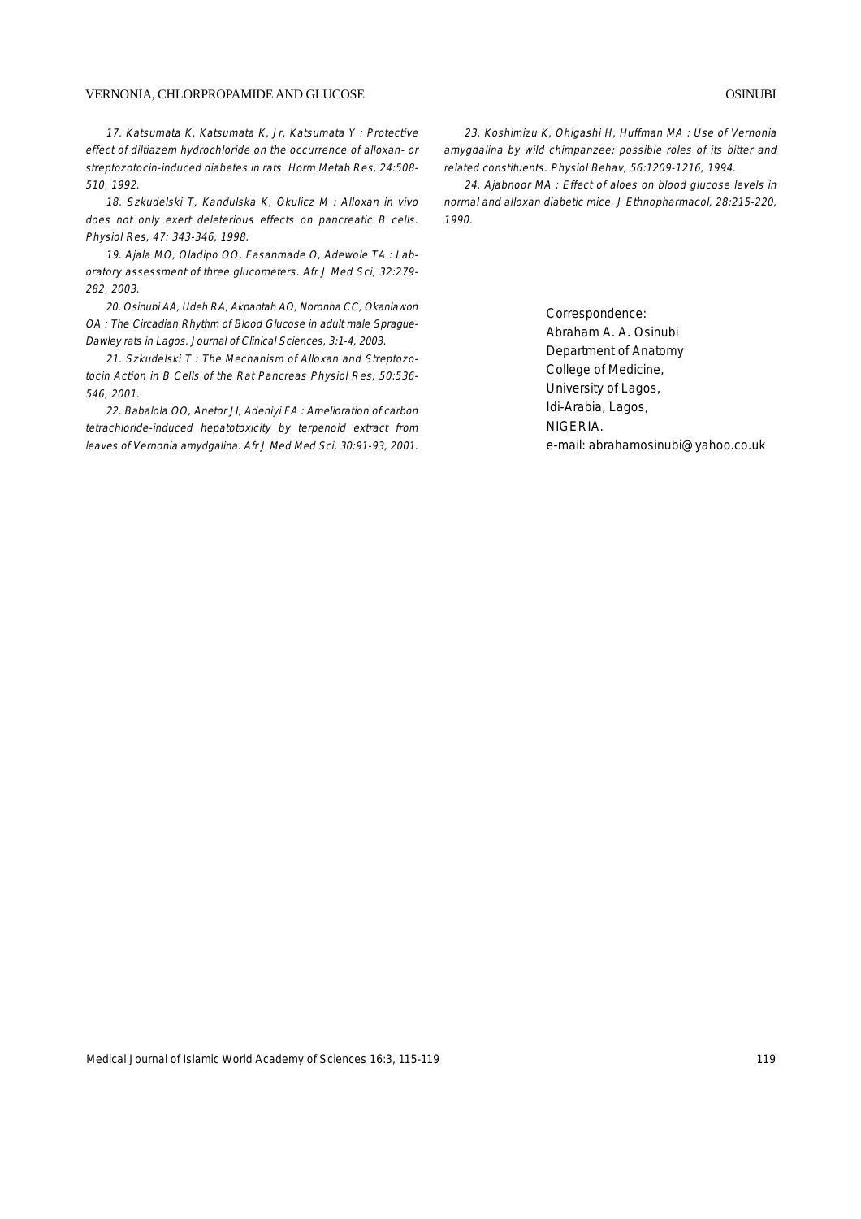17. Katsumata K, Katsumata K, Jr, Katsumata Y : Protective effect of diltiazem hydrochloride on the occurrence of alloxan- or streptozotocin-induced diabetes in rats. Horm Metab Res, 24:508-510, 1992.

18. Szkudelski T, Kandulska K, Okulicz M : Alloxan in vivo does not only exert deleterious effects on pancreatic B cells. Physiol Res, 47: 343-346, 1998.

19. Ajala MO, Oladipo OO, Fasanmade O, Adewole TA : Laboratory assessment of three glucometers. Afr J Med Sci, 32:279-282, 2003.

20. Osinubi AA, Udeh RA, Akpantah AO, Noronha CC, Okanlawon OA : The Circadian Rhythm of Blood Glucose in adult male Sprague-Dawley rats in Lagos. Journal of Clinical Sciences, 3:1-4, 2003.

21. Szkudelski T : The Mechanism of Alloxan and Streptozotocin Action in B Cells of the Rat Pancreas Physiol Res, 50:536-546, 2001.

22. Babalola OO, Anetor JI, Adeniyi FA : Amelioration of carbon tetrachloride-induced hepatotoxicity by terpenoid extract from leaves of Vernonia amydgalina. Afr J Med Med Sci, 30:91-93, 2001.

23. Koshimizu K, Ohigashi H, Huffman MA : Use of Vernonia amygdalina by wild chimpanzee: possible roles of its bitter and related constituents. Physiol Behav, 56:1209-1216, 1994.

24. Ajabnoor MA : Effect of aloes on blood glucose levels in normal and alloxan diabetic mice. J Ethnopharmacol, 28:215-220, 1990.

Correspondence:
Abraham A. A. Osinubi
Department of Anatomy
College of Medicine,
University of Lagos,
Idi-Arabia, Lagos,
NIGERIA.
e-mail: abrahamosinubi@yahoo.co.uk